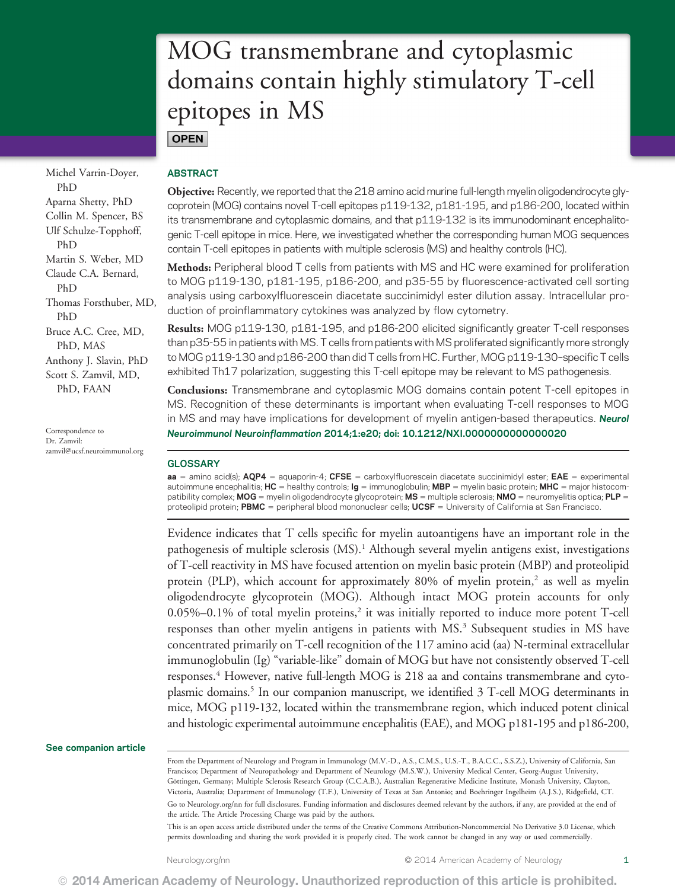# MOG transmembrane and cytoplasmic domains contain highly stimulatory T-cell epitopes in MS

**OPEN**

Michel Varrin-Doyer, PhD
Aparna Shetty, PhD
Collin M. Spencer, BS
Ulf Schulze-Topphoff, PhD
Martin S. Weber, MD
Claude C.A. Bernard, PhD
Thomas Forsthuber, MD, PhD
Bruce A.C. Cree, MD, PhD, MAS
Anthony J. Slavin, PhD
Scott S. Zamvil, MD, PhD, FAAN

Correspondence to Dr. Zamvil: zamvil@ucsf.neuroimmunol.org

## ABSTRACT

**Objective:** Recently, we reported that the 218 amino acid murine full-length myelin oligodendrocyte glycoprotein (MOG) contains novel T-cell epitopes p119-132, p181-195, and p186-200, located within its transmembrane and cytoplasmic domains, and that p119-132 is its immunodominant encephalitogenic T-cell epitope in mice. Here, we investigated whether the corresponding human MOG sequences contain T-cell epitopes in patients with multiple sclerosis (MS) and healthy controls (HC).

**Methods:** Peripheral blood T cells from patients with MS and HC were examined for proliferation to MOG p119-130, p181-195, p186-200, and p35-55 by fluorescence-activated cell sorting analysis using carboxylfluorescein diacetate succinimidyl ester dilution assay. Intracellular production of proinflammatory cytokines was analyzed by flow cytometry.

**Results:** MOG p119-130, p181-195, and p186-200 elicited significantly greater T-cell responses than p35-55 in patients with MS. T cells from patients with MS proliferated significantly more strongly to MOG p119-130 and p186-200 than did T cells from HC. Further, MOG p119-130–specific T cells exhibited Th17 polarization, suggesting this T-cell epitope may be relevant to MS pathogenesis.

**Conclusions:** Transmembrane and cytoplasmic MOG domains contain potent T-cell epitopes in MS. Recognition of these determinants is important when evaluating T-cell responses to MOG in MS and may have implications for development of myelin antigen-based therapeutics. *Neurol Neuroimmunol Neuroinflammation* 2014;1:e20; doi: 10.1212/NXI.0000000000000020

## GLOSSARY

**aa** = amino acid(s); **AQP4** = aquaporin-4; **CFSE** = carboxylfluorescein diacetate succinimidyl ester; **EAE** = experimental autoimmune encephalitis; **HC** = healthy controls; **Ig** = immunoglobulin; **MBP** = myelin basic protein; **MHC** = major histocompatibility complex; **MOG** = myelin oligodendrocyte glycoprotein; **MS** = multiple sclerosis; **NMO** = neuromyelitis optica; **PLP** = proteolipid protein; **PBMC** = peripheral blood mononuclear cells; **UCSF** = University of California at San Francisco.

Evidence indicates that T cells specific for myelin autoantigens have an important role in the pathogenesis of multiple sclerosis (MS).[1] Although several myelin antigens exist, investigations of T-cell reactivity in MS have focused attention on myelin basic protein (MBP) and proteolipid protein (PLP), which account for approximately 80% of myelin protein,[2] as well as myelin oligodendrocyte glycoprotein (MOG). Although intact MOG protein accounts for only 0.05%–0.1% of total myelin proteins,[2] it was initially reported to induce more potent T-cell responses than other myelin antigens in patients with MS.[3] Subsequent studies in MS have concentrated primarily on T-cell recognition of the 117 amino acid (aa) N-terminal extracellular immunoglobulin (Ig) "variable-like" domain of MOG but have not consistently observed T-cell responses.[4] However, native full-length MOG is 218 aa and contains transmembrane and cytoplasmic domains.[5] In our companion manuscript, we identified 3 T-cell MOG determinants in mice, MOG p119-132, located within the transmembrane region, which induced potent clinical and histologic experimental autoimmune encephalitis (EAE), and MOG p181-195 and p186-200,

See companion article

From the Department of Neurology and Program in Immunology (M.V.-D., A.S., C.M.S., U.S.-T., B.A.C.C., S.S.Z.), University of California, San Francisco; Department of Neuropathology and Department of Neurology (M.S.W.), University Medical Center, Georg-August University, Göttingen, Germany; Multiple Sclerosis Research Group (C.C.A.B.), Australian Regenerative Medicine Institute, Monash University, Clayton, Victoria, Australia; Department of Immunology (T.F.), University of Texas at San Antonio; and Boehringer Ingelheim (A.J.S.), Ridgefield, CT.

Go to Neurology.org/nn for full disclosures. Funding information and disclosures deemed relevant by the authors, if any, are provided at the end of the article. The Article Processing Charge was paid by the authors.

This is an open access article distributed under the terms of the Creative Commons Attribution-Noncommercial No Derivative 3.0 License, which permits downloading and sharing the work provided it is properly cited. The work cannot be changed in any way or used commercially.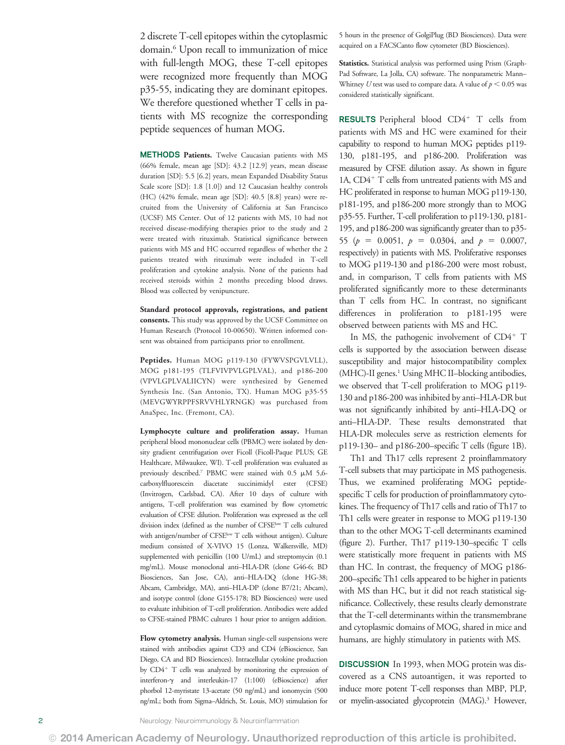2 discrete T-cell epitopes within the cytoplasmic domain.[6] Upon recall to immunization of mice with full-length MOG, these T-cell epitopes were recognized more frequently than MOG p35-55, indicating they are dominant epitopes. We therefore questioned whether T cells in patients with MS recognize the corresponding peptide sequences of human MOG.

## METHODS

**Patients.** Twelve Caucasian patients with MS (66% female, mean age [SD]: 43.2 [12.9] years, mean disease duration [SD]: 5.5 [6.2] years, mean Expanded Disability Status Scale score [SD]: 1.8 [1.0]) and 12 Caucasian healthy controls (HC) (42% female, mean age [SD]: 40.5 [8.8] years) were recruited from the University of California at San Francisco (UCSF) MS Center. Out of 12 patients with MS, 10 had not received disease-modifying therapies prior to the study and 2 were treated with rituximab. Statistical significance between patients with MS and HC occurred regardless of whether the 2 patients treated with rituximab were included in T-cell proliferation and cytokine analysis. None of the patients had received steroids within 2 months preceding blood draws. Blood was collected by venipuncture.

**Standard protocol approvals, registrations, and patient consents.** This study was approved by the UCSF Committee on Human Research (Protocol 10-00650). Written informed consent was obtained from participants prior to enrollment.

**Peptides.** Human MOG p119-130 (FYWVSPGVLVLL), MOG p181-195 (TLFVIVPVLGPLVAL), and p186-200 (VPVLGPLVALIICYN) were synthesized by Genemed Synthesis Inc. (San Antonio, TX). Human MOG p35-55 (MEVGWYRPPFSRVVHLYRNGK) was purchased from AnaSpec, Inc. (Fremont, CA).

**Lymphocyte culture and proliferation assay.** Human peripheral blood mononuclear cells (PBMC) were isolated by density gradient centrifugation over Ficoll (Ficoll-Paque PLUS; GE Healthcare, Milwaukee, WI). T-cell proliferation was evaluated as previously described.[7] PBMC were stained with 0.5 μM 5,6-carboxylfluorescein diacetate succinimidyl ester (CFSE) (Invitrogen, Carlsbad, CA). After 10 days of culture with antigens, T-cell proliferation was examined by flow cytometric evaluation of CFSE dilution. Proliferation was expressed as the cell division index (defined as the number of CFSE$^{low}$ T cells cultured with antigen/number of CFSE$^{low}$ T cells without antigen). Culture medium consisted of X-VIVO 15 (Lonza, Walkersville, MD) supplemented with penicillin (100 U/mL) and streptomycin (0.1 mg/mL). Mouse monoclonal anti–HLA-DR (clone G46-6; BD Biosciences, San Jose, CA), anti–HLA-DQ (clone HG-38; Abcam, Cambridge, MA), anti–HLA-DP (clone B7/21; Abcam), and isotype control (clone G155-178; BD Biosciences) were used to evaluate inhibition of T-cell proliferation. Antibodies were added to CFSE-stained PBMC cultures 1 hour prior to antigen addition.

**Flow cytometry analysis.** Human single-cell suspensions were stained with antibodies against CD3 and CD4 (eBioscience, San Diego, CA and BD Biosciences). Intracellular cytokine production by CD4$^+$ T cells was analyzed by monitoring the expression of interferon-γ and interleukin-17 (1:100) (eBioscience) after phorbol 12-myristate 13-acetate (50 ng/mL) and ionomycin (500 ng/mL; both from Sigma–Aldrich, St. Louis, MO) stimulation for 5 hours in the presence of GolgiPlug (BD Biosciences). Data were acquired on a FACSCanto flow cytometer (BD Biosciences).

**Statistics.** Statistical analysis was performed using Prism (GraphPad Software, La Jolla, CA) software. The nonparametric Mann–Whitney *U* test was used to compare data. A value of $p < 0.05$ was considered statistically significant.

## RESULTS

Peripheral blood CD4$^+$ T cells from patients with MS and HC were examined for their capability to respond to human MOG peptides p119-130, p181-195, and p186-200. Proliferation was measured by CFSE dilution assay. As shown in figure 1A, CD4$^+$ T cells from untreated patients with MS and HC proliferated in response to human MOG p119-130, p181-195, and p186-200 more strongly than to MOG p35-55. Further, T-cell proliferation to p119-130, p181-195, and p186-200 was significantly greater than to p35-55 ($p = 0.0051$, $p = 0.0304$, and $p = 0.0007$, respectively) in patients with MS. Proliferative responses to MOG p119-130 and p186-200 were most robust, and, in comparison, T cells from patients with MS proliferated significantly more to these determinants than T cells from HC. In contrast, no significant differences in proliferation to p181-195 were observed between patients with MS and HC.

In MS, the pathogenic involvement of CD4$^+$ T cells is supported by the association between disease susceptibility and major histocompatibility complex (MHC)-II genes.[1] Using MHC II–blocking antibodies, we observed that T-cell proliferation to MOG p119-130 and p186-200 was inhibited by anti–HLA-DR but was not significantly inhibited by anti–HLA-DQ or anti–HLA-DP. These results demonstrated that HLA-DR molecules serve as restriction elements for p119-130– and p186-200–specific T cells (figure 1B).

Th1 and Th17 cells represent 2 proinflammatory T-cell subsets that may participate in MS pathogenesis. Thus, we examined proliferating MOG peptide-specific T cells for production of proinflammatory cytokines. The frequency of Th17 cells and ratio of Th17 to Th1 cells were greater in response to MOG p119-130 than to the other MOG T-cell determinants examined (figure 2). Further, Th17 p119-130–specific T cells were statistically more frequent in patients with MS than HC. In contrast, the frequency of MOG p186-200–specific Th1 cells appeared to be higher in patients with MS than HC, but it did not reach statistical significance. Collectively, these results clearly demonstrate that the T-cell determinants within the transmembrane and cytoplasmic domains of MOG, shared in mice and humans, are highly stimulatory in patients with MS.

## DISCUSSION

In 1993, when MOG protein was discovered as a CNS autoantigen, it was reported to induce more potent T-cell responses than MBP, PLP, or myelin-associated glycoprotein (MAG).[3] However,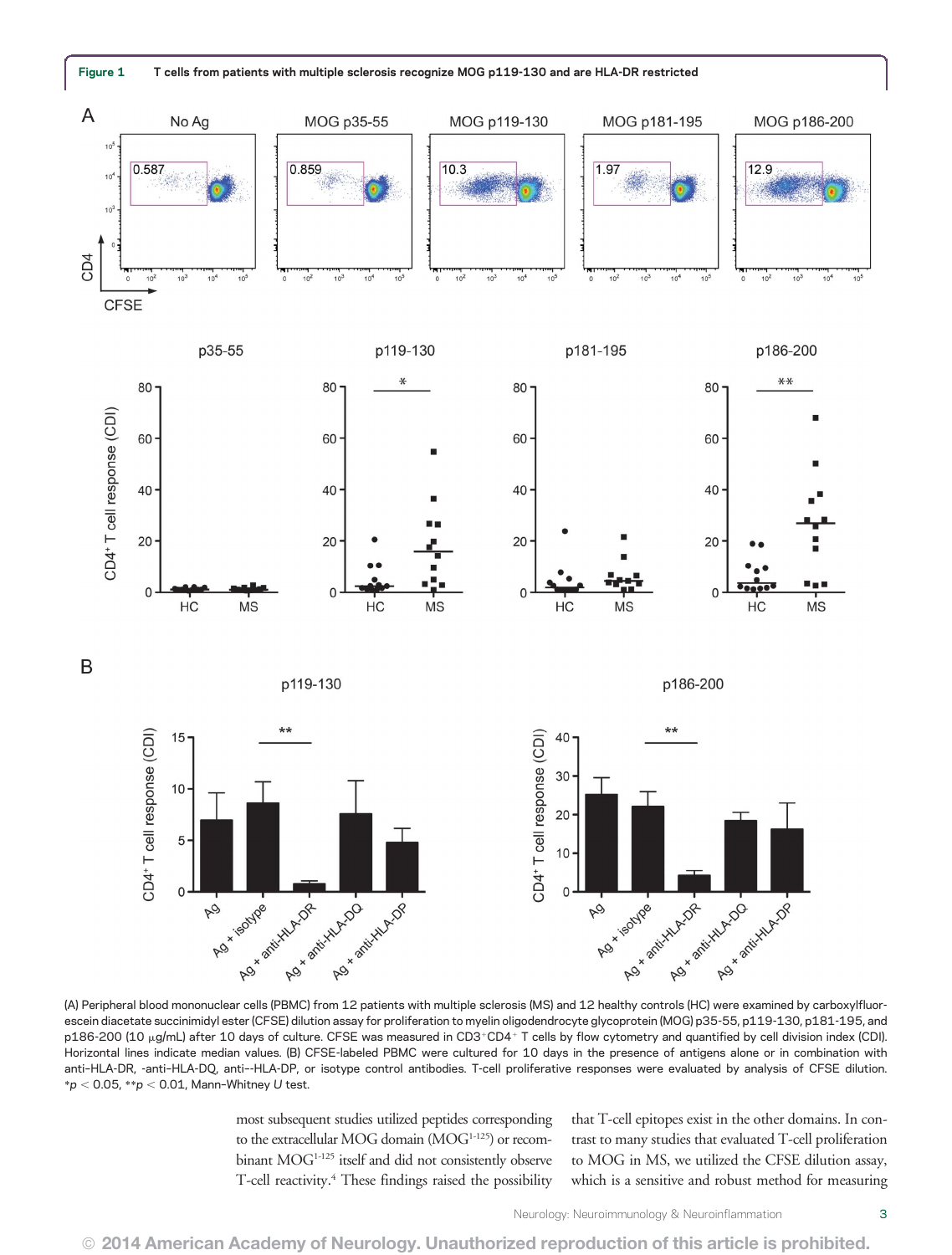**Figure 1 T cells from patients with multiple sclerosis recognize MOG p119-130 and are HLA-DR restricted**

(A) Peripheral blood mononuclear cells (PBMC) from 12 patients with multiple sclerosis (MS) and 12 healthy controls (HC) were examined by carboxylfluorescein diacetate succinimidyl ester (CFSE) dilution assay for proliferation to myelin oligodendrocyte glycoprotein (MOG) p35-55, p119-130, p181-195, and p186-200 (10 μg/mL) after 10 days of culture. CFSE was measured in $CD3^+CD4^+$ T cells by flow cytometry and quantified by cell division index (CDI). Horizontal lines indicate median values. (B) CFSE-labeled PBMC were cultured for 10 days in the presence of antigens alone or in combination with anti–HLA-DR, -anti–HLA-DQ, anti–-HLA-DP, or isotype control antibodies. T-cell proliferative responses were evaluated by analysis of CFSE dilution. \*$p < 0.05$, \*\*$p < 0.01$, Mann-Whitney U test.

most subsequent studies utilized peptides corresponding to the extracellular MOG domain ($MOG^{1-125}$) or recombinant $MOG^{1-125}$ itself and did not consistently observe T-cell reactivity.[4] These findings raised the possibility that T-cell epitopes exist in the other domains. In contrast to many studies that evaluated T-cell proliferation to MOG in MS, we utilized the CFSE dilution assay, which is a sensitive and robust method for measuring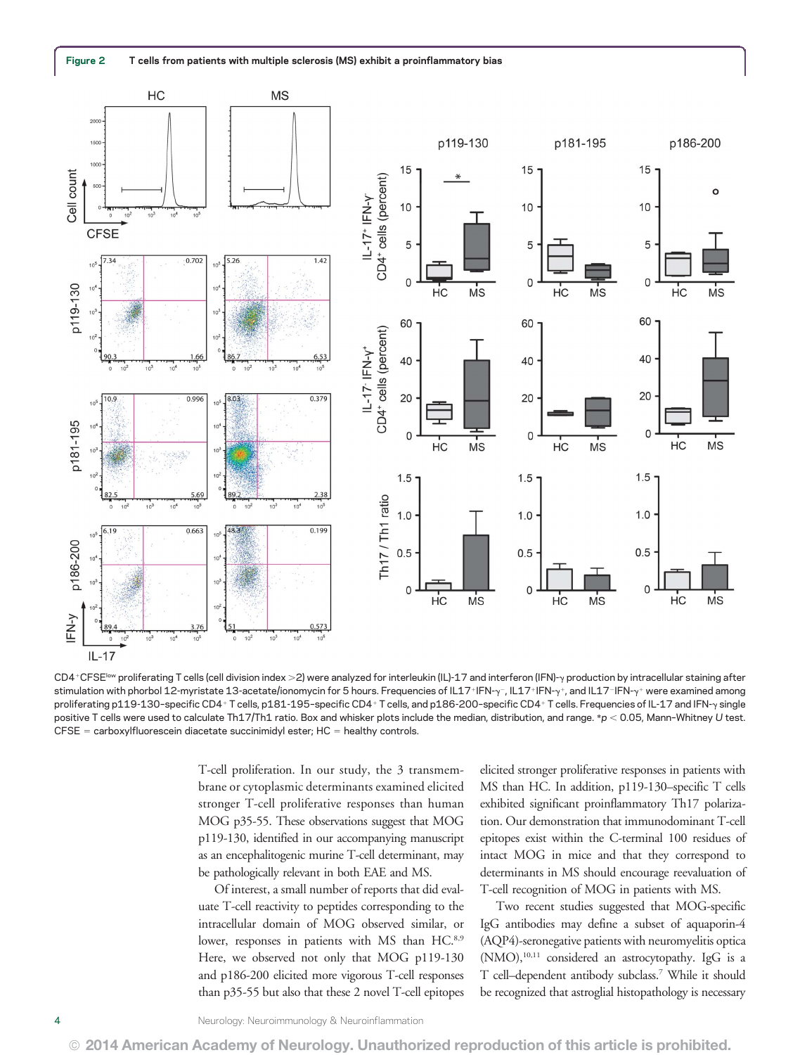**Figure 2** T cells from patients with multiple sclerosis (MS) exhibit a proinflammatory bias

CD4[+]CFSE[low] proliferating T cells (cell division index >2) were analyzed for interleukin (IL)-17 and interferon (IFN)-γ production by intracellular staining after stimulation with phorbol 12-myristate 13-acetate/ionomycin for 5 hours. Frequencies of IL17[+]IFN-γ[−], IL17[+]IFN-γ[+], and IL17[−]IFN-γ[+] were examined among proliferating p119-130–specific CD4[+] T cells, p181-195–specific CD4[+] T cells, and p186-200–specific CD4[+] T cells. Frequencies of IL-17 and IFN-γ single positive T cells were used to calculate Th17/Th1 ratio. Box and whisker plots include the median, distribution, and range. *$p < 0.05$, Mann–Whitney $U$ test. CFSE = carboxylfluorescein diacetate succinimidyl ester; HC = healthy controls.

T-cell proliferation. In our study, the 3 transmembrane or cytoplasmic determinants examined elicited stronger T-cell proliferative responses than human MOG p35-55. These observations suggest that MOG p119-130, identified in our accompanying manuscript as an encephalitogenic murine T-cell determinant, may be pathologically relevant in both EAE and MS.

Of interest, a small number of reports that did evaluate T-cell reactivity to peptides corresponding to the intracellular domain of MOG observed similar, or lower, responses in patients with MS than HC.[8,9] Here, we observed not only that MOG p119-130 and p186-200 elicited more vigorous T-cell responses than p35-55 but also that these 2 novel T-cell epitopes elicited stronger proliferative responses in patients with MS than HC. In addition, p119-130–specific T cells exhibited significant proinflammatory Th17 polarization. Our demonstration that immunodominant T-cell epitopes exist within the C-terminal 100 residues of intact MOG in mice and that they correspond to determinants in MS should encourage reevaluation of T-cell recognition of MOG in patients with MS.

Two recent studies suggested that MOG-specific IgG antibodies may define a subset of aquaporin-4 (AQP4)-seronegative patients with neuromyelitis optica (NMO),[10,11] considered an astrocytopathy. IgG is a T cell–dependent antibody subclass.[7] While it should be recognized that astroglial histopathology is necessary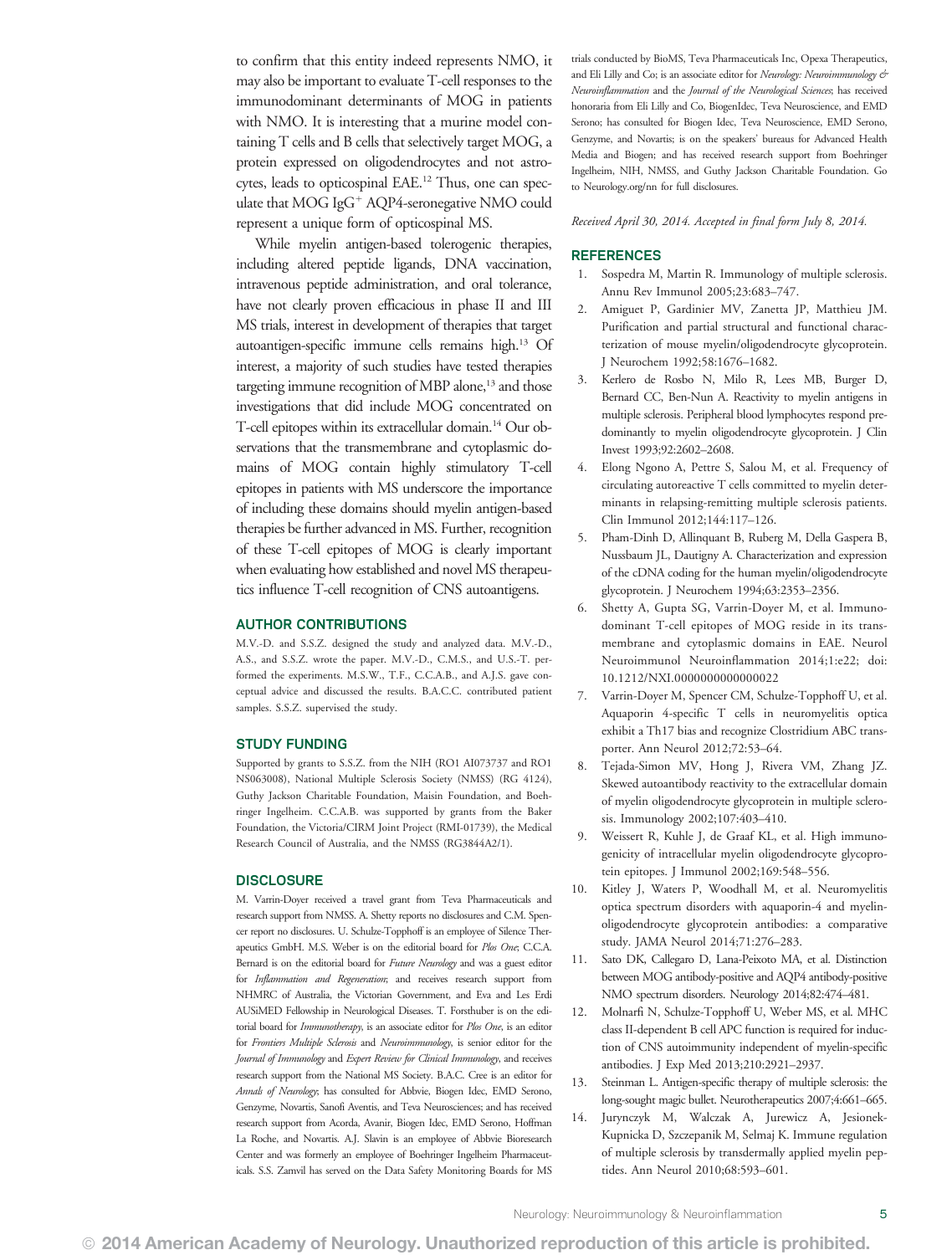to confirm that this entity indeed represents NMO, it may also be important to evaluate T-cell responses to the immunodominant determinants of MOG in patients with NMO. It is interesting that a murine model containing T cells and B cells that selectively target MOG, a protein expressed on oligodendrocytes and not astrocytes, leads to opticospinal EAE.[12] Thus, one can speculate that MOG IgG$^+$ AQP4-seronegative NMO could represent a unique form of opticospinal MS.

While myelin antigen-based tolerogenic therapies, including altered peptide ligands, DNA vaccination, intravenous peptide administration, and oral tolerance, have not clearly proven efficacious in phase II and III MS trials, interest in development of therapies that target autoantigen-specific immune cells remains high.[13] Of interest, a majority of such studies have tested therapies targeting immune recognition of MBP alone,[13] and those investigations that did include MOG concentrated on T-cell epitopes within its extracellular domain.[14] Our observations that the transmembrane and cytoplasmic domains of MOG contain highly stimulatory T-cell epitopes in patients with MS underscore the importance of including these domains should myelin antigen-based therapies be further advanced in MS. Further, recognition of these T-cell epitopes of MOG is clearly important when evaluating how established and novel MS therapeutics influence T-cell recognition of CNS autoantigens.

## AUTHOR CONTRIBUTIONS

M.V.-D. and S.S.Z. designed the study and analyzed data. M.V.-D., A.S., and S.S.Z. wrote the paper. M.V.-D., C.M.S., and U.S.-T. performed the experiments. M.S.W., T.F., C.C.A.B., and A.J.S. gave conceptual advice and discussed the results. B.A.C.C. contributed patient samples. S.S.Z. supervised the study.

## STUDY FUNDING

Supported by grants to S.S.Z. from the NIH (RO1 AI073737 and RO1 NS063008), National Multiple Sclerosis Society (NMSS) (RG 4124), Guthy Jackson Charitable Foundation, Maisin Foundation, and Boehringer Ingelheim. C.C.A.B. was supported by grants from the Baker Foundation, the Victoria/CIRM Joint Project (RMI-01739), the Medical Research Council of Australia, and the NMSS (RG3844A2/1).

## DISCLOSURE

M. Varrin-Doyer received a travel grant from Teva Pharmaceuticals and research support from NMSS. A. Shetty reports no disclosures and C.M. Spencer report no disclosures. U. Schulze-Topphoff is an employee of Silence Therapeutics GmbH. M.S. Weber is on the editorial board for *Plos One*; C.C.A. Bernard is on the editorial board for *Future Neurology* and was a guest editor for *Inflammation and Regeneration*; and receives research support from NHMRC of Australia, the Victorian Government, and Eva and Les Erdi AUSiMED Fellowship in Neurological Diseases. T. Forsthuber is on the editorial board for *Immunotherapy*, is an associate editor for *Plos One*, is an editor for *Frontiers Multiple Sclerosis* and *Neuroimmunology*, is senior editor for the *Journal of Immunology* and *Expert Review for Clinical Immunology*, and receives research support from the National MS Society. B.A.C. Cree is an editor for *Annals of Neurology*; has consulted for Abbvie, Biogen Idec, EMD Serono, Genzyme, Novartis, Sanofi Aventis, and Teva Neurosciences; and has received research support from Acorda, Avanir, Biogen Idec, EMD Serono, Hoffman La Roche, and Novartis. A.J. Slavin is an employee of Abbvie Bioresearch Center and was formerly an employee of Boehringer Ingelheim Pharmaceuticals. S.S. Zamvil has served on the Data Safety Monitoring Boards for MS trials conducted by BioMS, Teva Pharmaceuticals Inc, Opexa Therapeutics, and Eli Lilly and Co; is an associate editor for *Neurology: Neuroimmunology & Neuroinflammation* and the *Journal of the Neurological Sciences*; has received honoraria from Eli Lilly and Co, BiogenIdec, Teva Neuroscience, and EMD Serono; has consulted for Biogen Idec, Teva Neuroscience, EMD Serono, Genzyme, and Novartis; is on the speakers' bureaus for Advanced Health Media and Biogen; and has received research support from Boehringer Ingelheim, NIH, NMSS, and Guthy Jackson Charitable Foundation. Go to Neurology.org/nn for full disclosures.

*Received April 30, 2014. Accepted in final form July 8, 2014.*

## REFERENCES

1. Sospedra M, Martin R. Immunology of multiple sclerosis. Annu Rev Immunol 2005;23:683–747.
2. Amiguet P, Gardinier MV, Zanetta JP, Matthieu JM. Purification and partial structural and functional characterization of mouse myelin/oligodendrocyte glycoprotein. J Neurochem 1992;58:1676–1682.
3. Kerlero de Rosbo N, Milo R, Lees MB, Burger D, Bernard CC, Ben-Nun A. Reactivity to myelin antigens in multiple sclerosis. Peripheral blood lymphocytes respond predominantly to myelin oligodendrocyte glycoprotein. J Clin Invest 1993;92:2602–2608.
4. Elong Ngono A, Pettre S, Salou M, et al. Frequency of circulating autoreactive T cells committed to myelin determinants in relapsing-remitting multiple sclerosis patients. Clin Immunol 2012;144:117–126.
5. Pham-Dinh D, Allinquant B, Ruberg M, Della Gaspera B, Nussbaum JL, Dautigny A. Characterization and expression of the cDNA coding for the human myelin/oligodendrocyte glycoprotein. J Neurochem 1994;63:2353–2356.
6. Shetty A, Gupta SG, Varrin-Doyer M, et al. Immunodominant T-cell epitopes of MOG reside in its transmembrane and cytoplasmic domains in EAE. Neurol Neuroimmunol Neuroinflammation 2014;1:e22; doi: 10.1212/NXI.0000000000000022
7. Varrin-Doyer M, Spencer CM, Schulze-Topphoff U, et al. Aquaporin 4-specific T cells in neuromyelitis optica exhibit a Th17 bias and recognize Clostridium ABC transporter. Ann Neurol 2012;72:53–64.
8. Tejada-Simon MV, Hong J, Rivera VM, Zhang JZ. Skewed autoantibody reactivity to the extracellular domain of myelin oligodendrocyte glycoprotein in multiple sclerosis. Immunology 2002;107:403–410.
9. Weissert R, Kuhle J, de Graaf KL, et al. High immunogenicity of intracellular myelin oligodendrocyte glycoprotein epitopes. J Immunol 2002;169:548–556.
10. Kitley J, Waters P, Woodhall M, et al. Neuromyelitis optica spectrum disorders with aquaporin-4 and myelin-oligodendrocyte glycoprotein antibodies: a comparative study. JAMA Neurol 2014;71:276–283.
11. Sato DK, Callegaro D, Lana-Peixoto MA, et al. Distinction between MOG antibody-positive and AQP4 antibody-positive NMO spectrum disorders. Neurology 2014;82:474–481.
12. Molnarfi N, Schulze-Topphoff U, Weber MS, et al. MHC class II-dependent B cell APC function is required for induction of CNS autoimmunity independent of myelin-specific antibodies. J Exp Med 2013;210:2921–2937.
13. Steinman L. Antigen-specific therapy of multiple sclerosis: the long-sought magic bullet. Neurotherapeutics 2007;4:661–665.
14. Jurynczyk M, Walczak A, Jurewicz A, Jesionek-Kupnicka D, Szczepanik M, Selmaj K. Immune regulation of multiple sclerosis by transdermally applied myelin peptides. Ann Neurol 2010;68:593–601.